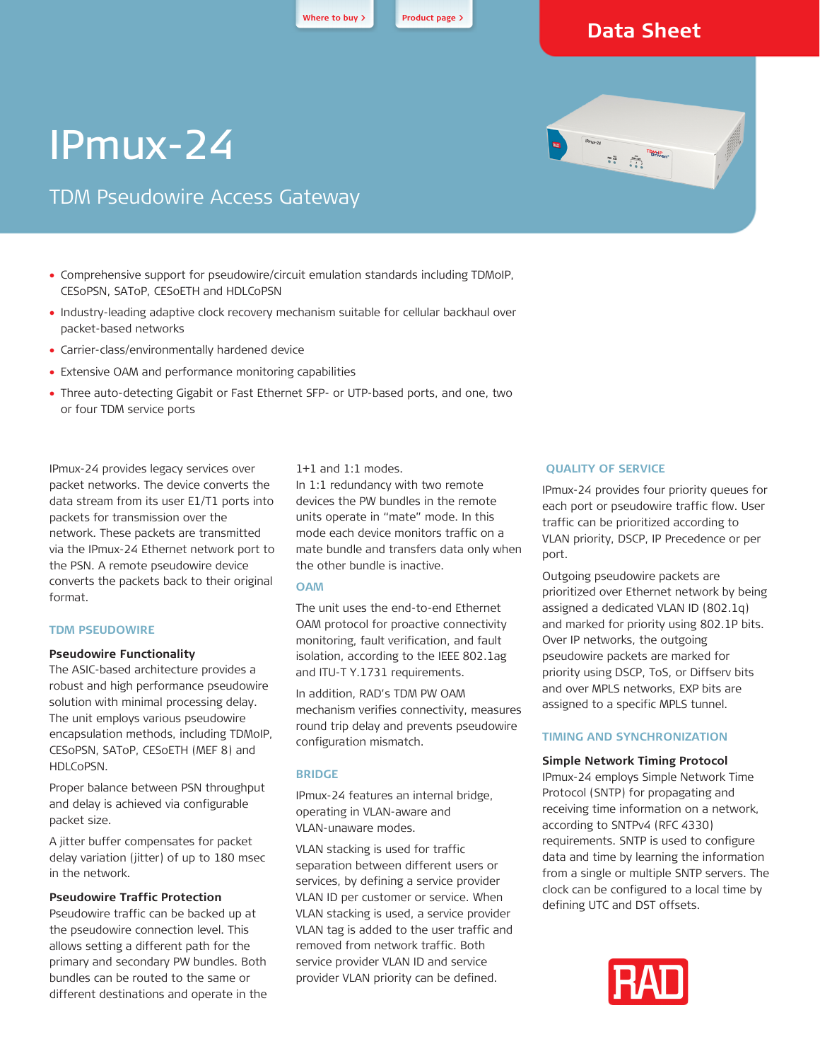Data Sheet

# IPmux-24

## TDM Pseudowire Access Gateway

- Comprehensive support for pseudowire/circuit emulation standards including TDMoIP, CESoPSN, SAToP, CESoETH and HDLCoPSN
- Industry-leading adaptive clock recovery mechanism suitable for cellular backhaul over packet-based networks
- Carrier-class/environmentally hardened device
- Extensive OAM and performance monitoring capabilities
- Three auto-detecting Gigabit or Fast Ethernet SFP- or UTP-based ports, and one, two or four TDM service ports

IPmux-24 provides legacy services over packet networks. The device converts the data stream from its user E1/T1 ports into packets for transmission over the network. These packets are transmitted via the IPmux-24 Ethernet network port to the PSN. A remote pseudowire device converts the packets back to their original format.

### TDM PSEUDOWIRE

**Pseudowire Functionality**

The ASIC-based architecture provides a robust and high performance pseudowire solution with minimal processing delay. The unit employs various pseudowire encapsulation methods, including TDMoIP, CESoPSN, SAToP, CESoETH (MEF 8) and HDLCoPSN.

Proper balance between PSN throughput and delay is achieved via configurable packet size.

A jitter buffer compensates for packet delay variation (jitter) of up to 180 msec in the network.

**Pseudowire Traffic Protection**

Pseudowire traffic can be backed up at the pseudowire connection level. This allows setting a different path for the primary and secondary PW bundles. Both bundles can be routed to the same or different destinations and operate in the 1+1 and 1:1 modes.

In 1:1 redundancy with two remote devices the PW bundles in the remote units operate in "mate" mode. In this mode each device monitors traffic on a mate bundle and transfers data only when the other bundle is inactive.

### OAM

The unit uses the end-to-end Ethernet OAM protocol for proactive connectivity monitoring, fault verification, and fault isolation, according to the IEEE 802.1ag and ITU-T Y.1731 requirements.

In addition, RAD's TDM PW OAM mechanism verifies connectivity, measures round trip delay and prevents pseudowire configuration mismatch.

### BRIDGE

IPmux-24 features an internal bridge, operating in VLAN-aware and VLAN-unaware modes.

VLAN stacking is used for traffic separation between different users or services, by defining a service provider VLAN ID per customer or service. When VLAN stacking is used, a service provider VLAN tag is added to the user traffic and removed from network traffic. Both service provider VLAN ID and service provider VLAN priority can be defined.

### QUALITY OF SERVICE

IPmux-24 provides four priority queues for each port or pseudowire traffic flow. User traffic can be prioritized according to VLAN priority, DSCP, IP Precedence or per port.

Outgoing pseudowire packets are prioritized over Ethernet network by being assigned a dedicated VLAN ID (802.1q) and marked for priority using 802.1P bits. Over IP networks, the outgoing pseudowire packets are marked for priority using DSCP, ToS, or Diffserv bits and over MPLS networks, EXP bits are assigned to a specific MPLS tunnel.

### TIMING AND SYNCHRONIZATION

**Simple Network Timing Protocol**

IPmux-24 employs Simple Network Time Protocol (SNTP) for propagating and receiving time information on a network, according to SNTPv4 (RFC 4330) requirements. SNTP is used to configure data and time by learning the information from a single or multiple SNTP servers. The clock can be configured to a local time by defining UTC and DST offsets.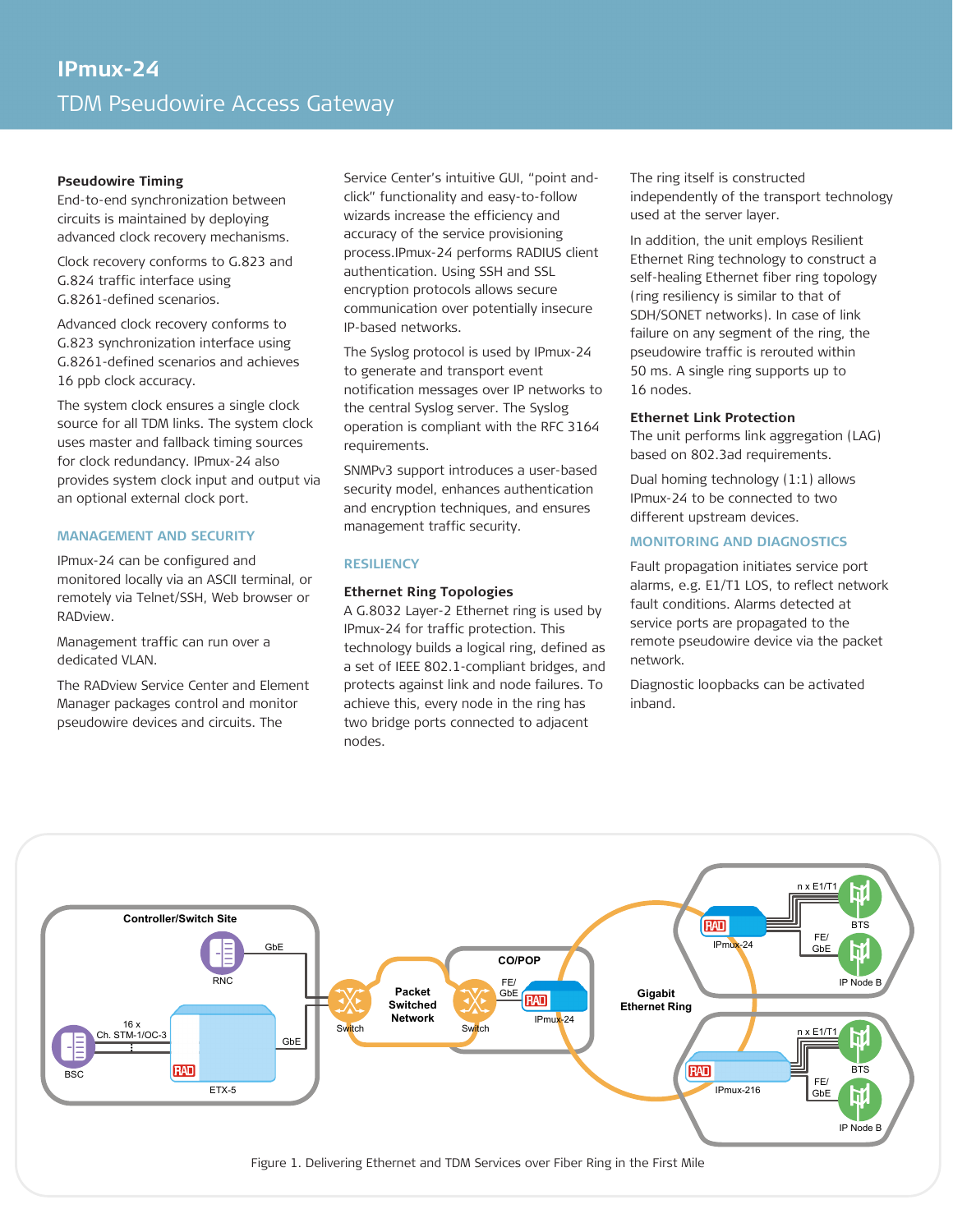## Pseudowire Timing

End-to-end synchronization between circuits is maintained by deploying advanced clock recovery mechanisms.

Clock recovery conforms to G.823 and G.824 traffic interface using G.8261-defined scenarios.

Advanced clock recovery conforms to G.823 synchronization interface using G.8261-defined scenarios and achieves 16 ppb clock accuracy.

The system clock ensures a single clock source for all TDM links. The system clock uses master and fallback timing sources for clock redundancy. IPmux-24 also provides system clock input and output via an optional external clock port.

## MANAGEMENT AND SECURITY

IPmux-24 can be configured and monitored locally via an ASCII terminal, or remotely via Telnet/SSH, Web browser or RADview.

Management traffic can run over a dedicated VLAN.

The RADview Service Center and Element Manager packages control and monitor pseudowire devices and circuits. The Service Center's intuitive GUI, "point and-click" functionality and easy-to-follow wizards increase the efficiency and accuracy of the service provisioning process.IPmux-24 performs RADIUS client authentication. Using SSH and SSL encryption protocols allows secure communication over potentially insecure IP-based networks.

The Syslog protocol is used by IPmux-24 to generate and transport event notification messages over IP networks to the central Syslog server. The Syslog operation is compliant with the RFC 3164 requirements.

SNMPv3 support introduces a user-based security model, enhances authentication and encryption techniques, and ensures management traffic security.

## RESILIENCY

### Ethernet Ring Topologies

A G.8032 Layer-2 Ethernet ring is used by IPmux-24 for traffic protection. This technology builds a logical ring, defined as a set of IEEE 802.1-compliant bridges, and protects against link and node failures. To achieve this, every node in the ring has two bridge ports connected to adjacent nodes.

The ring itself is constructed independently of the transport technology used at the server layer.

In addition, the unit employs Resilient Ethernet Ring technology to construct a self-healing Ethernet fiber ring topology (ring resiliency is similar to that of SDH/SONET networks). In case of link failure on any segment of the ring, the pseudowire traffic is rerouted within 50 ms. A single ring supports up to 16 nodes.

### Ethernet Link Protection

The unit performs link aggregation (LAG) based on 802.3ad requirements.

Dual homing technology (1:1) allows IPmux-24 to be connected to two different upstream devices.

## MONITORING AND DIAGNOSTICS

Fault propagation initiates service port alarms, e.g. E1/T1 LOS, to reflect network fault conditions. Alarms detected at service ports are propagated to the remote pseudowire device via the packet network.

Diagnostic loopbacks can be activated inband.

Controller/Switch Site
RNC
GbE
16 x Ch. STM-1/OC-3
BSC
ETX-5
GbE
Switch
Packet Switched Network
Switch
CO/POP
FE/ GbE
IPmux-24
Gigabit Ethernet Ring
IPmux-24
n x E1/T1
BTS
FE/ GbE
IP Node B
IPmux-216
n x E1/T1
BTS
FE/ GbE
IP Node B

Figure 1. Delivering Ethernet and TDM Services over Fiber Ring in the First Mile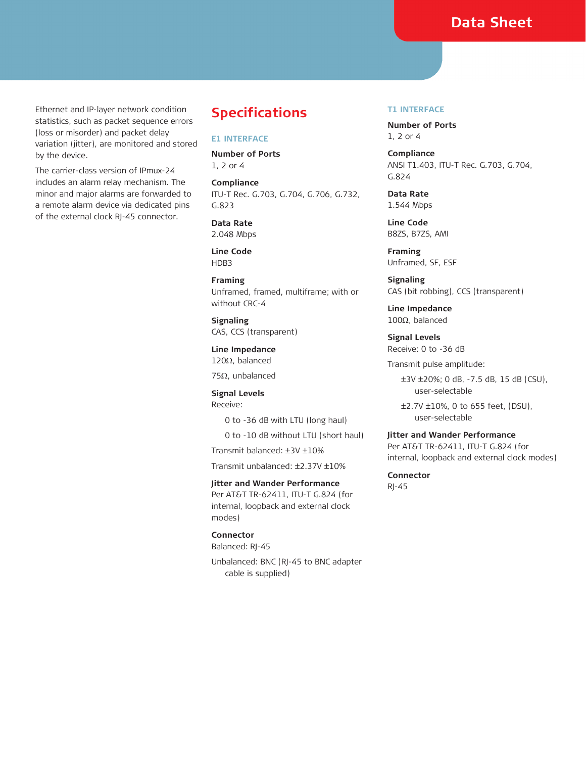Ethernet and IP-layer network condition statistics, such as packet sequence errors (loss or misorder) and packet delay variation (jitter), are monitored and stored by the device.

The carrier-class version of IPmux-24 includes an alarm relay mechanism. The minor and major alarms are forwarded to a remote alarm device via dedicated pins of the external clock RJ-45 connector.

# Specifications

### E1 INTERFACE

**Number of Ports**
1, 2 or 4

**Compliance**
ITU-T Rec. G.703, G.704, G.706, G.732, G.823

**Data Rate**
2.048 Mbps

**Line Code**
HDB3

**Framing**
Unframed, framed, multiframe; with or without CRC-4

**Signaling**
CAS, CCS (transparent)

**Line Impedance**
120Ω, balanced

75Ω, unbalanced

**Signal Levels**
Receive:

- 0 to -36 dB with LTU (long haul)
- 0 to -10 dB without LTU (short haul)

Transmit balanced: ±3V ±10%

Transmit unbalanced: ±2.37V ±10%

**Jitter and Wander Performance**
Per AT&T TR-62411, ITU-T G.824 (for internal, loopback and external clock modes)

**Connector**
Balanced: RJ-45

Unbalanced: BNC (RJ-45 to BNC adapter cable is supplied)

### T1 INTERFACE

**Number of Ports**
1, 2 or 4

**Compliance**
ANSI T1.403, ITU-T Rec. G.703, G.704, G.824

**Data Rate**
1.544 Mbps

**Line Code**
B8ZS, B7ZS, AMI

**Framing**
Unframed, SF, ESF

**Signaling**
CAS (bit robbing), CCS (transparent)

**Line Impedance**
100Ω, balanced

**Signal Levels**
Receive: 0 to -36 dB

Transmit pulse amplitude:

- ±3V ±20%; 0 dB, -7.5 dB, 15 dB (CSU), user-selectable
- ±2.7V ±10%, 0 to 655 feet, (DSU), user-selectable

**Jitter and Wander Performance**
Per AT&T TR-62411, ITU-T G.824 (for internal, loopback and external clock modes)

**Connector**
RJ-45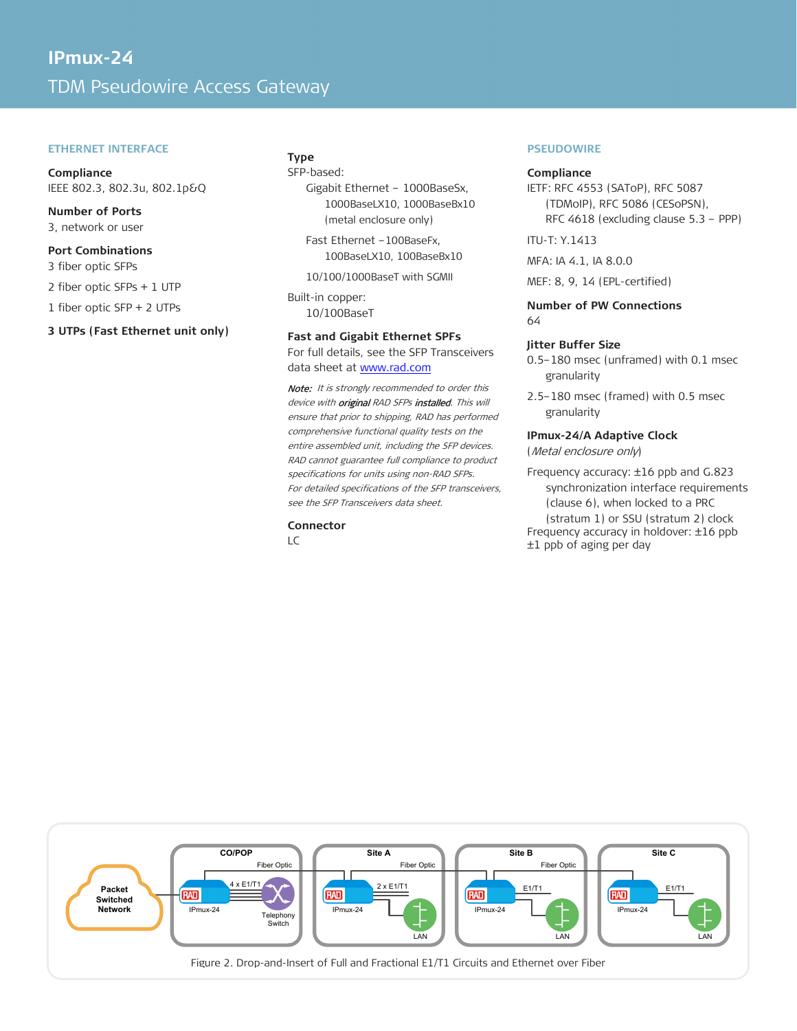# IPmux-24

## TDM Pseudowire Access Gateway

### ETHERNET INTERFACE

**Compliance**
IEEE 802.3, 802.3u, 802.1p&Q

**Number of Ports**
3, network or user

**Port Combinations**
3 fiber optic SFPs

2 fiber optic SFPs + 1 UTP

1 fiber optic SFP + 2 UTPs

**3 UTPs (Fast Ethernet unit only)**

**Type**
SFP-based:

Gigabit Ethernet – 1000BaseSx, 1000BaseLX10, 1000BaseBx10 (metal enclosure only)

Fast Ethernet –100BaseFx, 100BaseLX10, 100BaseBx10

10/100/1000BaseT with SGMII

Built-in copper:

10/100BaseT

**Fast and Gigabit Ethernet SPFs**
For full details, see the SFP Transceivers data sheet at www.rad.com

*Note: It is strongly recommended to order this device with **original** RAD SFPs **installed**. This will ensure that prior to shipping, RAD has performed comprehensive functional quality tests on the entire assembled unit, including the SFP devices. RAD cannot guarantee full compliance to product specifications for units using non-RAD SFPs.*
*For detailed specifications of the SFP transceivers, see the SFP Transceivers data sheet.*

**Connector**
LC

### PSEUDOWIRE

**Compliance**
IETF: RFC 4553 (SAToP), RFC 5087 (TDMoIP), RFC 5086 (CESoPSN), RFC 4618 (excluding clause 5.3 – PPP)

ITU-T: Y.1413

MFA: IA 4.1, IA 8.0.0

MEF: 8, 9, 14 (EPL-certified)

**Number of PW Connections**
64

**Jitter Buffer Size**
0.5–180 msec (unframed) with 0.1 msec granularity

2.5–180 msec (framed) with 0.5 msec granularity

**IPmux-24/A Adaptive Clock**
(*Metal enclosure only*)

Frequency accuracy: ±16 ppb and G.823 synchronization interface requirements (clause 6), when locked to a PRC (stratum 1) or SSU (stratum 2) clock
Frequency accuracy in holdover: ±16 ppb
±1 ppb of aging per day

Packet Switched Network
CO/POP
Fiber Optic
4 x E1/T1
IPmux-24
Telephony Switch
Site A
Fiber Optic
2 x E1/T1
IPmux-24
LAN
Site B
Fiber Optic
E1/T1
IPmux-24
LAN
Site C
E1/T1
IPmux-24
LAN

Figure 2. Drop-and-Insert of Full and Fractional E1/T1 Circuits and Ethernet over Fiber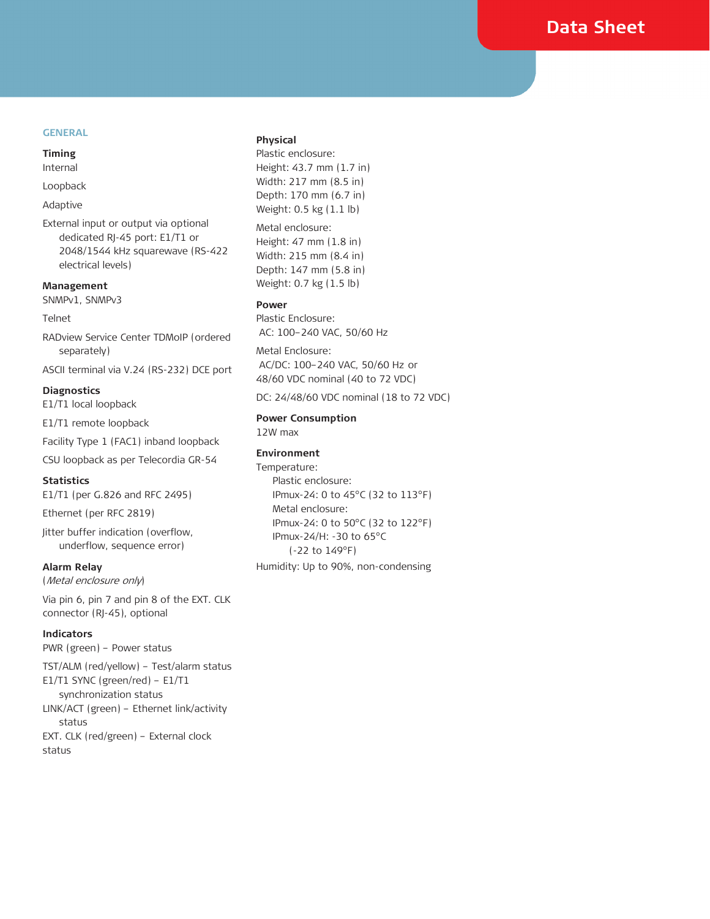## GENERAL

**Timing**

Internal

Loopback

Adaptive

External input or output via optional dedicated RJ-45 port: E1/T1 or 2048/1544 kHz squarewave (RS-422 electrical levels)

**Management**

SNMPv1, SNMPv3

Telnet

RADview Service Center TDMoIP (ordered separately)

ASCII terminal via V.24 (RS-232) DCE port

**Diagnostics**

E1/T1 local loopback

E1/T1 remote loopback

Facility Type 1 (FAC1) inband loopback

CSU loopback as per Telecordia GR-54

**Statistics**

E1/T1 (per G.826 and RFC 2495)

Ethernet (per RFC 2819)

Jitter buffer indication (overflow, underflow, sequence error)

**Alarm Relay**

(*Metal enclosure only*)

Via pin 6, pin 7 and pin 8 of the EXT. CLK connector (RJ-45), optional

**Indicators**

PWR (green) – Power status

TST/ALM (red/yellow) – Test/alarm status

E1/T1 SYNC (green/red) – E1/T1 synchronization status

LINK/ACT (green) – Ethernet link/activity status

EXT. CLK (red/green) – External clock status

**Physical**

Plastic enclosure:

Height: 43.7 mm (1.7 in)

Width: 217 mm (8.5 in)

Depth: 170 mm (6.7 in)

Weight: 0.5 kg (1.1 lb)

Metal enclosure:

Height: 47 mm (1.8 in)

Width: 215 mm (8.4 in)

Depth: 147 mm (5.8 in)

Weight: 0.7 kg (1.5 lb)

**Power**

Plastic Enclosure:

AC: 100–240 VAC, 50/60 Hz

Metal Enclosure:

AC/DC: 100–240 VAC, 50/60 Hz or 48/60 VDC nominal (40 to 72 VDC)

DC: 24/48/60 VDC nominal (18 to 72 VDC)

**Power Consumption**

12W max

**Environment**

Temperature:

Plastic enclosure:

IPmux-24: 0 to 45°C (32 to 113°F)

Metal enclosure:

IPmux-24: 0 to 50°C (32 to 122°F)

IPmux-24/H: -30 to 65°C (-22 to 149°F)

Humidity: Up to 90%, non-condensing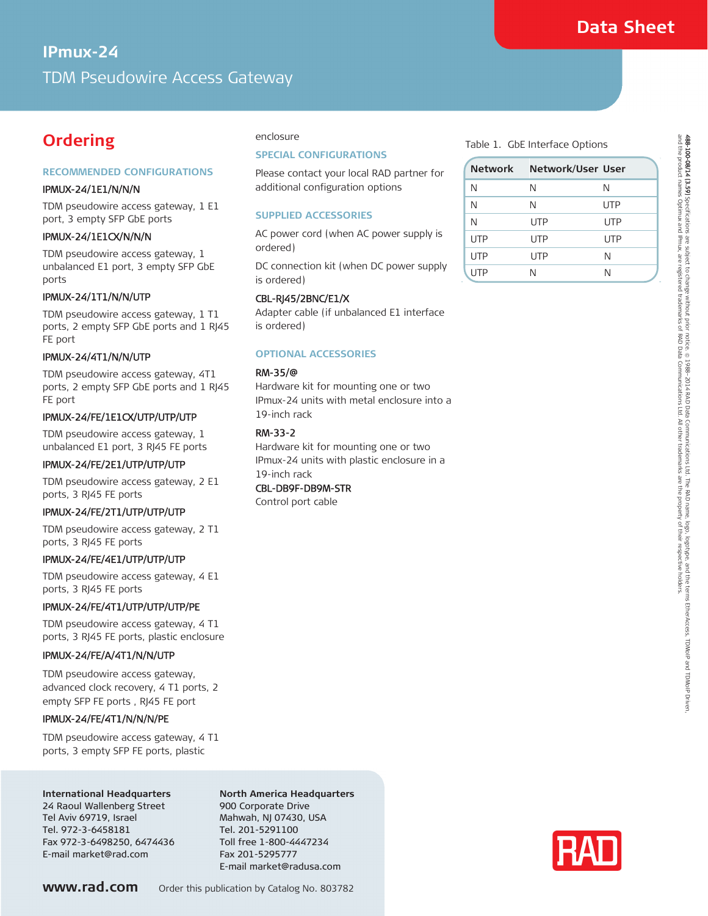## Ordering

### RECOMMENDED CONFIGURATIONS

**IPMUX-24/1E1/N/N/N**

TDM pseudowire access gateway, 1 E1 port, 3 empty SFP GbE ports

**IPMUX-24/1E1CX/N/N/N**

TDM pseudowire access gateway, 1 unbalanced E1 port, 3 empty SFP GbE ports

**IPMUX-24/1T1/N/N/UTP**

TDM pseudowire access gateway, 1 T1 ports, 2 empty SFP GbE ports and 1 RJ45 FE port

**IPMUX-24/4T1/N/N/UTP**

TDM pseudowire access gateway, 4T1 ports, 2 empty SFP GbE ports and 1 RJ45 FE port

**IPMUX-24/FE/1E1CX/UTP/UTP/UTP**

TDM pseudowire access gateway, 1 unbalanced E1 port, 3 RJ45 FE ports

**IPMUX-24/FE/2E1/UTP/UTP/UTP**

TDM pseudowire access gateway, 2 E1 ports, 3 RJ45 FE ports

**IPMUX-24/FE/2T1/UTP/UTP/UTP**

TDM pseudowire access gateway, 2 T1 ports, 3 RJ45 FE ports

**IPMUX-24/FE/4E1/UTP/UTP/UTP**

TDM pseudowire access gateway, 4 E1 ports, 3 RJ45 FE ports

**IPMUX-24/FE/4T1/UTP/UTP/UTP/PE**

TDM pseudowire access gateway, 4 T1 ports, 3 RJ45 FE ports, plastic enclosure

**IPMUX-24/FE/A/4T1/N/N/UTP**

TDM pseudowire access gateway, advanced clock recovery, 4 T1 ports, 2 empty SFP FE ports , RJ45 FE port

**IPMUX-24/FE/4T1/N/N/N/PE**

TDM pseudowire access gateway, 4 T1 ports, 3 empty SFP FE ports, plastic enclosure

### SPECIAL CONFIGURATIONS

Please contact your local RAD partner for additional configuration options

### SUPPLIED ACCESSORIES

AC power cord (when AC power supply is ordered)

DC connection kit (when DC power supply is ordered)

**CBL-RJ45/2BNC/E1/X**
Adapter cable (if unbalanced E1 interface is ordered)

### OPTIONAL ACCESSORIES

**RM-35/@**
Hardware kit for mounting one or two IPmux-24 units with metal enclosure into a 19-inch rack

**RM-33-2**
Hardware kit for mounting one or two IPmux-24 units with plastic enclosure in a 19-inch rack

**CBL-DB9F-DB9M-STR**
Control port cable

Table 1. GbE Interface Options

| Network | Network/User | User |
|---|---|---|
| N | N | N |
| N | N | UTP |
| N | UTP | UTP |
| UTP | UTP | UTP |
| UTP | UTP | N |
| UTP | N | N |

488-100-08/14 (3.59) Specifications are subject to change without prior notice. © 1988–2014 RAD Data Communications Ltd. The RAD name, logo, logotype, and the terms EtherAccess, TDMoIP and TDMoIP Driven, and the product names Optimux and IPmux, are registered trademarks of RAD Data Communications Ltd. All other trademarks are the property of their respective holders.

**International Headquarters**
24 Raoul Wallenberg Street
Tel Aviv 69719, Israel
Tel. 972-3-6458181
Fax 972-3-6498250, 6474436
E-mail market@rad.com

**North America Headquarters**
900 Corporate Drive
Mahwah, NJ 07430, USA
Tel. 201-5291100
Toll free 1-800-4447234
Fax 201-5295777
E-mail market@radusa.com

**www.rad.com** Order this publication by Catalog No. 803782